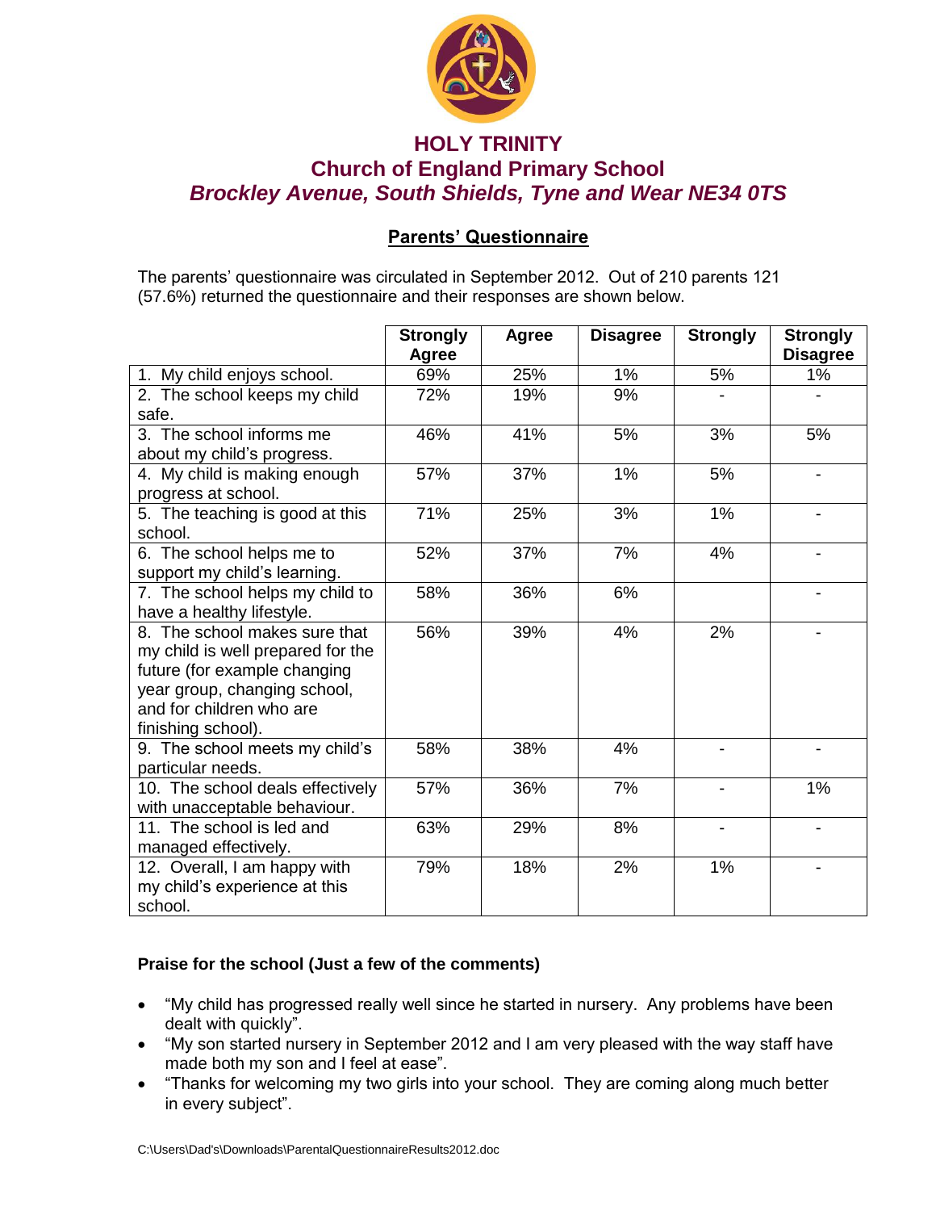# HOLY TRINITY
## Church of England Primary School
### *Brockley Avenue, South Shields, Tyne and Wear NE34 0TS*

**Parents' Questionnaire**

The parents' questionnaire was circulated in September 2012. Out of 210 parents 121 (57.6%) returned the questionnaire and their responses are shown below.

| | Strongly Agree | Agree | Disagree | Strongly | Strongly Disagree |
|---|---|---|---|---|---|
| 1. My child enjoys school. | 69% | 25% | 1% | 5% | 1% |
| 2. The school keeps my child safe. | 72% | 19% | 9% | - | - |
| 3. The school informs me about my child's progress. | 46% | 41% | 5% | 3% | 5% |
| 4. My child is making enough progress at school. | 57% | 37% | 1% | 5% | - |
| 5. The teaching is good at this school. | 71% | 25% | 3% | 1% | - |
| 6. The school helps me to support my child's learning. | 52% | 37% | 7% | 4% | - |
| 7. The school helps my child to have a healthy lifestyle. | 58% | 36% | 6% | | - |
| 8. The school makes sure that my child is well prepared for the future (for example changing year group, changing school, and for children who are finishing school). | 56% | 39% | 4% | 2% | - |
| 9. The school meets my child's particular needs. | 58% | 38% | 4% | - | - |
| 10. The school deals effectively with unacceptable behaviour. | 57% | 36% | 7% | - | 1% |
| 11. The school is led and managed effectively. | 63% | 29% | 8% | - | - |
| 12. Overall, I am happy with my child's experience at this school. | 79% | 18% | 2% | 1% | - |

**Praise for the school (Just a few of the comments)**

- "My child has progressed really well since he started in nursery. Any problems have been dealt with quickly".
- "My son started nursery in September 2012 and I am very pleased with the way staff have made both my son and I feel at ease".
- "Thanks for welcoming my two girls into your school. They are coming along much better in every subject".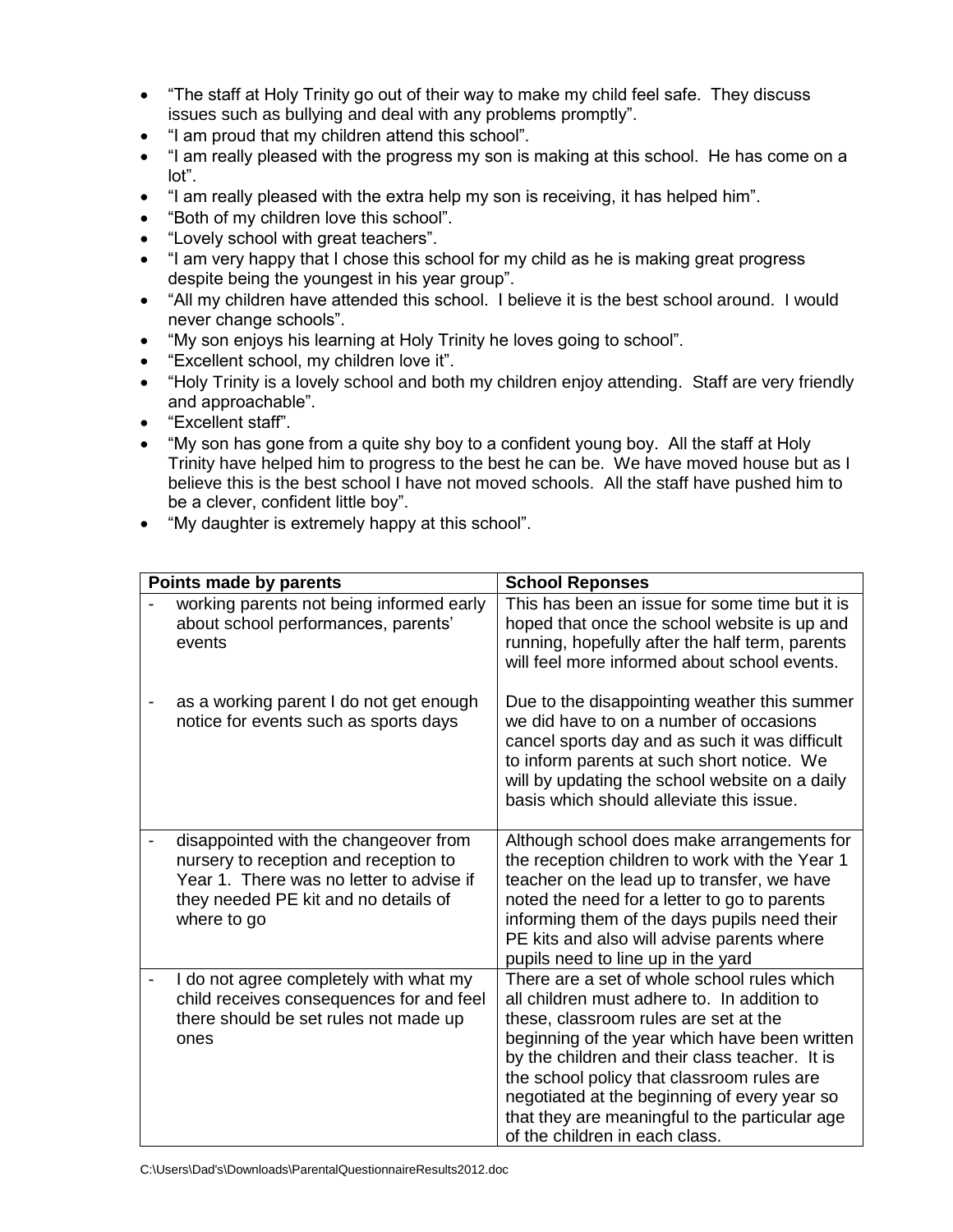- "The staff at Holy Trinity go out of their way to make my child feel safe. They discuss issues such as bullying and deal with any problems promptly".
- "I am proud that my children attend this school".
- "I am really pleased with the progress my son is making at this school. He has come on a lot".
- "I am really pleased with the extra help my son is receiving, it has helped him".
- "Both of my children love this school".
- "Lovely school with great teachers".
- "I am very happy that I chose this school for my child as he is making great progress despite being the youngest in his year group".
- "All my children have attended this school. I believe it is the best school around. I would never change schools".
- "My son enjoys his learning at Holy Trinity he loves going to school".
- "Excellent school, my children love it".
- "Holy Trinity is a lovely school and both my children enjoy attending. Staff are very friendly and approachable".
- "Excellent staff".
- "My son has gone from a quite shy boy to a confident young boy. All the staff at Holy Trinity have helped him to progress to the best he can be. We have moved house but as I believe this is the best school I have not moved schools. All the staff have pushed him to be a clever, confident little boy".
- "My daughter is extremely happy at this school".

| Points made by parents | School Reponses |
|---|---|
| - working parents not being informed early about school performances, parents' events<br><br>- as a working parent I do not get enough notice for events such as sports days | This has been an issue for some time but it is hoped that once the school website is up and running, hopefully after the half term, parents will feel more informed about school events.<br><br>Due to the disappointing weather this summer we did have to on a number of occasions cancel sports day and as such it was difficult to inform parents at such short notice. We will by updating the school website on a daily basis which should alleviate this issue. |
| - disappointed with the changeover from nursery to reception and reception to Year 1. There was no letter to advise if they needed PE kit and no details of where to go | Although school does make arrangements for the reception children to work with the Year 1 teacher on the lead up to transfer, we have noted the need for a letter to go to parents informing them of the days pupils need their PE kits and also will advise parents where pupils need to line up in the yard |
| - I do not agree completely with what my child receives consequences for and feel there should be set rules not made up ones | There are a set of whole school rules which all children must adhere to. In addition to these, classroom rules are set at the beginning of the year which have been written by the children and their class teacher. It is the school policy that classroom rules are negotiated at the beginning of every year so that they are meaningful to the particular age of the children in each class. |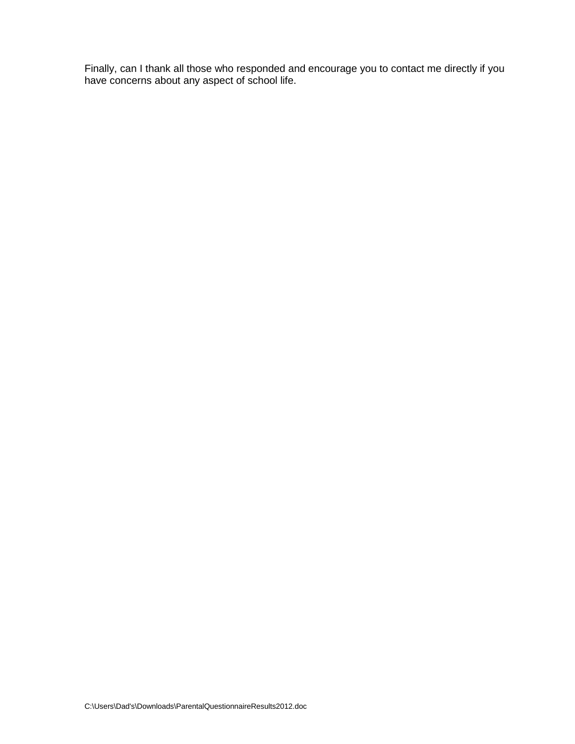Finally, can I thank all those who responded and encourage you to contact me directly if you have concerns about any aspect of school life.